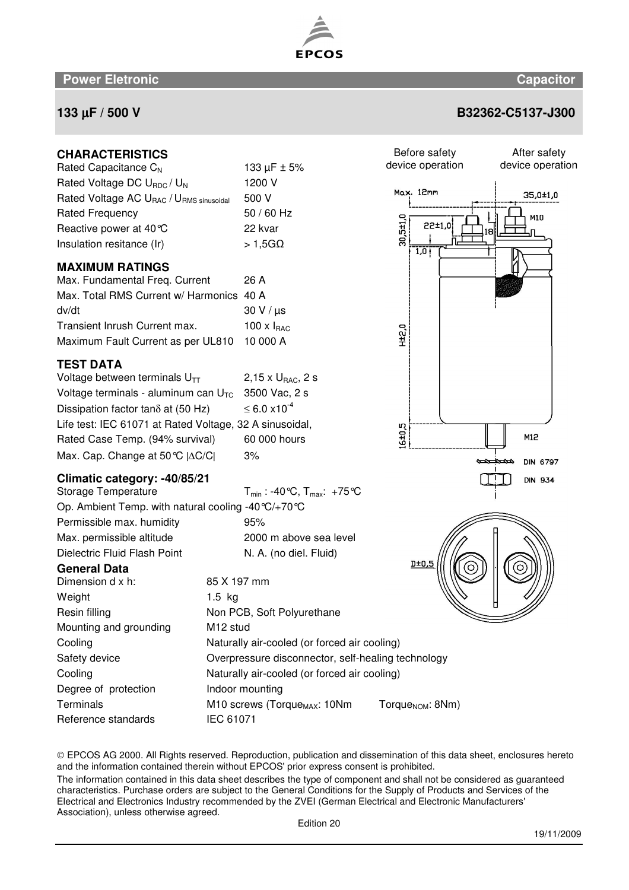**Power Eletronic** **Capacitor**

## 133 µF / 500 V B32362-C5137-J300

### CHARACTERISTICS

| | |
|---|---|
| Rated Capacitance $C_N$ | 133 µF ± 5% |
| Rated Voltage DC $U_{RDC}$ / $U_N$ | 1200 V |
| Rated Voltage AC $U_{RAC}$ / $U_{RMS\ sinusoidal}$ | 500 V |
| Rated Frequency | 50 / 60 Hz |
| Reactive power at 40°C | 22 kvar |
| Insulation resitance (Ir) | > 1,5GΩ |

### MAXIMUM RATINGS

| | |
|---|---|
| Max. Fundamental Freq. Current | 26 A |
| Max. Total RMS Current w/ Harmonics | 40 A |
| dv/dt | 30 V / µs |
| Transient Inrush Current max. | 100 x $I_{RAC}$ |
| Maximum Fault Current as per UL810 | 10 000 A |

### TEST DATA

| | |
|---|---|
| Voltage between terminals $U_{TT}$ | 2,15 x $U_{RAC}$, 2 s |
| Voltage terminals - aluminum can $U_{TC}$ | 3500 Vac, 2 s |
| Dissipation factor tanδ at (50 Hz) | $\leq 6.0 \times 10^{-4}$ |

Life test: IEC 61071 at Rated Voltage, 32 A sinusoidal,

| | |
|---|---|
| Rated Case Temp. (94% survival) | 60 000 hours |
| Max. Cap. Change at 50°C \|ΔC/C\| | 3% |

### Climatic category: -40/85/21

| | |
|---|---|
| Storage Temperature | $T_{min}$ : -40°C, $T_{max}$: +75°C |
| Op. Ambient Temp. with natural cooling | -40°C/+70°C |
| Permissible max. humidity | 95% |
| Max. permissible altitude | 2000 m above sea level |
| Dielectric Fluid Flash Point | N. A. (no diel. Fluid) |

### General Data

| | |
|---|---|
| Dimension d x h: | 85 X 197 mm |
| Weight | 1.5 kg |
| Resin filling | Non PCB, Soft Polyurethane |
| Mounting and grounding | M12 stud |
| Cooling | Naturally air-cooled (or forced air cooling) |
| Safety device | Overpressure disconnector, self-healing technology |
| Cooling | Naturally air-cooled (or forced air cooling) |
| Degree of protection | Indoor mounting |
| Terminals | M10 screws ($Torque_{MAX}$: 10Nm $Torque_{NOM}$: 8Nm) |
| Reference standards | IEC 61071 |

Before safety device operation — After safety device operation

Max. 12mm; 35,0±1,0; M10; 30,5±1,0; 22±1,0; 18; 1,0; H±2,0; 16±0,5; M12; DIN 6797; DIN 934; D±0,5

© EPCOS AG 2000. All Rights reserved. Reproduction, publication and dissemination of this data sheet, enclosures hereto and the information contained therein without EPCOS' prior express consent is prohibited.

The information contained in this data sheet describes the type of component and shall not be considered as guaranteed characteristics. Purchase orders are subject to the General Conditions for the Supply of Products and Services of the Electrical and Electronics Industry recommended by the ZVEI (German Electrical and Electronic Manufacturers' Association), unless otherwise agreed.

Edition 20

19/11/2009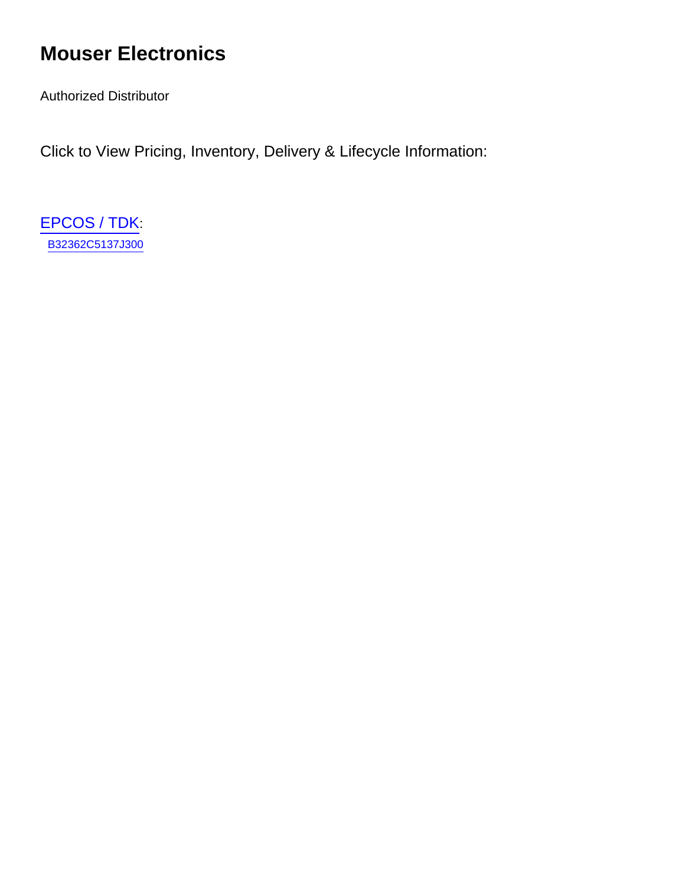# Mouser Electronics

Authorized Distributor

Click to View Pricing, Inventory, Delivery & Lifecycle Information:

EPCOS / TDK:

B32362C5137J300